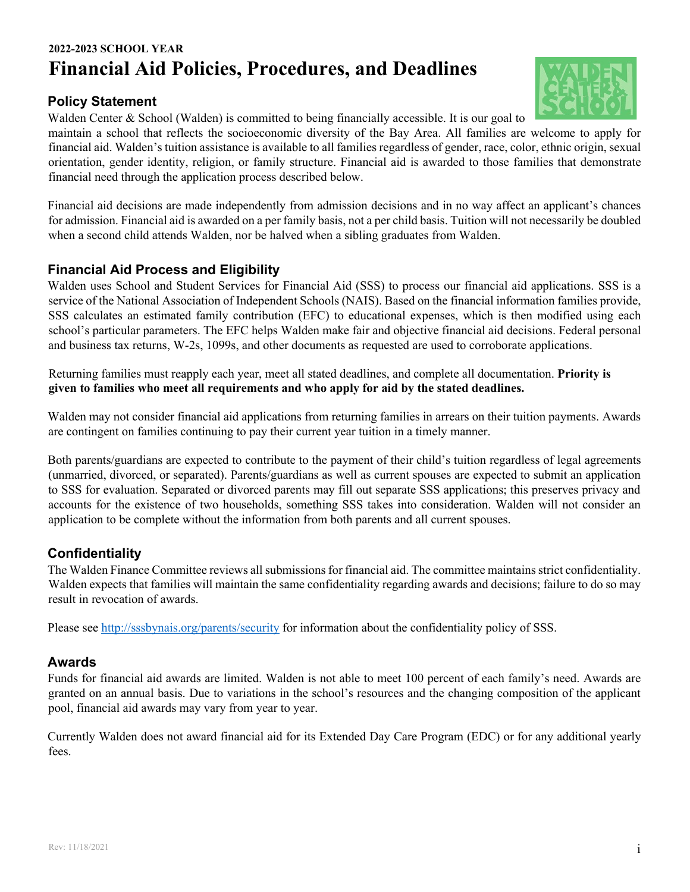**2022-2023 SCHOOL YEAR**

# Financial Aid Policies, Procedures, and Deadlines

## Policy Statement

Walden Center & School (Walden) is committed to being financially accessible. It is our goal to maintain a school that reflects the socioeconomic diversity of the Bay Area. All families are welcome to apply for financial aid. Walden's tuition assistance is available to all families regardless of gender, race, color, ethnic origin, sexual orientation, gender identity, religion, or family structure. Financial aid is awarded to those families that demonstrate financial need through the application process described below.

Financial aid decisions are made independently from admission decisions and in no way affect an applicant's chances for admission. Financial aid is awarded on a per family basis, not a per child basis. Tuition will not necessarily be doubled when a second child attends Walden, nor be halved when a sibling graduates from Walden.

## Financial Aid Process and Eligibility

Walden uses School and Student Services for Financial Aid (SSS) to process our financial aid applications. SSS is a service of the National Association of Independent Schools (NAIS). Based on the financial information families provide, SSS calculates an estimated family contribution (EFC) to educational expenses, which is then modified using each school's particular parameters. The EFC helps Walden make fair and objective financial aid decisions. Federal personal and business tax returns, W-2s, 1099s, and other documents as requested are used to corroborate applications.

Returning families must reapply each year, meet all stated deadlines, and complete all documentation. **Priority is given to families who meet all requirements and who apply for aid by the stated deadlines.**

Walden may not consider financial aid applications from returning families in arrears on their tuition payments. Awards are contingent on families continuing to pay their current year tuition in a timely manner.

Both parents/guardians are expected to contribute to the payment of their child's tuition regardless of legal agreements (unmarried, divorced, or separated). Parents/guardians as well as current spouses are expected to submit an application to SSS for evaluation. Separated or divorced parents may fill out separate SSS applications; this preserves privacy and accounts for the existence of two households, something SSS takes into consideration. Walden will not consider an application to be complete without the information from both parents and all current spouses.

## Confidentiality

The Walden Finance Committee reviews all submissions for financial aid. The committee maintains strict confidentiality. Walden expects that families will maintain the same confidentiality regarding awards and decisions; failure to do so may result in revocation of awards.

Please see [http://sssbynais.org/parents/security](http://sssbynais.org/parents/security) for information about the confidentiality policy of SSS.

## Awards

Funds for financial aid awards are limited. Walden is not able to meet 100 percent of each family's need. Awards are granted on an annual basis. Due to variations in the school's resources and the changing composition of the applicant pool, financial aid awards may vary from year to year.

Currently Walden does not award financial aid for its Extended Day Care Program (EDC) or for any additional yearly fees.

Rev: 11/18/2021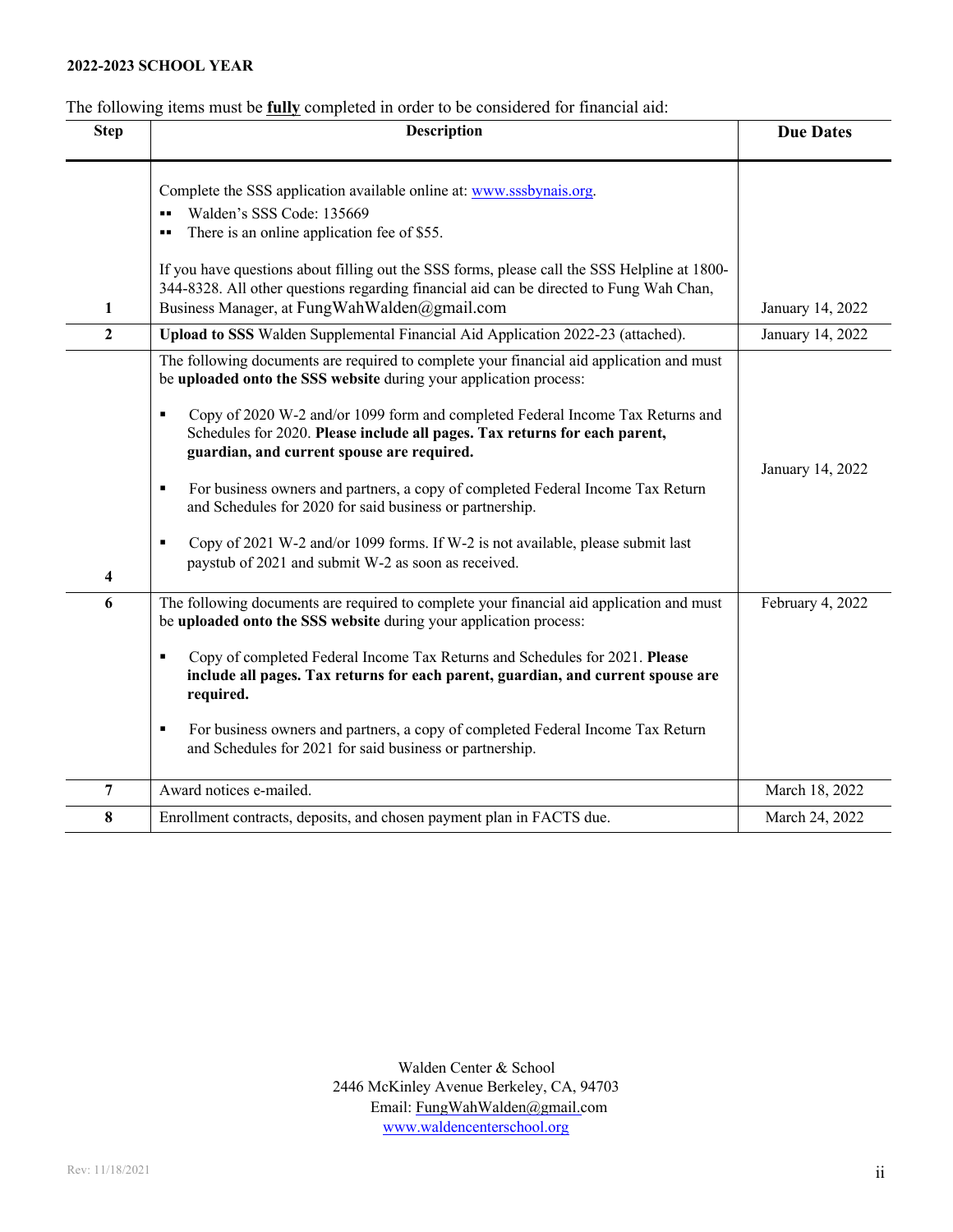**2022-2023 SCHOOL YEAR**

The following items must be **fully** completed in order to be considered for financial aid:

| Step | Description | Due Dates |
|---|---|---|
| 1 | Complete the SSS application available online at: www.sssbynais.org.<br>▪ Walden's SSS Code: 135669<br>▪ There is an online application fee of $55.<br><br>If you have questions about filling out the SSS forms, please call the SSS Helpline at 1800-344-8328. All other questions regarding financial aid can be directed to Fung Wah Chan, Business Manager, at FungWahWalden@gmail.com | January 14, 2022 |
| 2 | **Upload to SSS** Walden Supplemental Financial Aid Application 2022-23 (attached). | January 14, 2022 |
| 4 | The following documents are required to complete your financial aid application and must be **uploaded onto the SSS website** during your application process:<br><br>▪ Copy of 2020 W-2 and/or 1099 form and completed Federal Income Tax Returns and Schedules for 2020. **Please include all pages. Tax returns for each parent, guardian, and current spouse are required.**<br><br>▪ For business owners and partners, a copy of completed Federal Income Tax Return and Schedules for 2020 for said business or partnership.<br><br>▪ Copy of 2021 W-2 and/or 1099 forms. If W-2 is not available, please submit last paystub of 2021 and submit W-2 as soon as received. | January 14, 2022 |
| 6 | The following documents are required to complete your financial aid application and must be **uploaded onto the SSS website** during your application process:<br><br>▪ Copy of completed Federal Income Tax Returns and Schedules for 2021. **Please include all pages. Tax returns for each parent, guardian, and current spouse are required.**<br><br>▪ For business owners and partners, a copy of completed Federal Income Tax Return and Schedules for 2021 for said business or partnership. | February 4, 2022 |
| 7 | Award notices e-mailed. | March 18, 2022 |
| 8 | Enrollment contracts, deposits, and chosen payment plan in FACTS due. | March 24, 2022 |

Walden Center & School
2446 McKinley Avenue Berkeley, CA, 94703
Email: FungWahWalden@gmail.com
www.waldencenterschool.org

Rev: 11/18/2021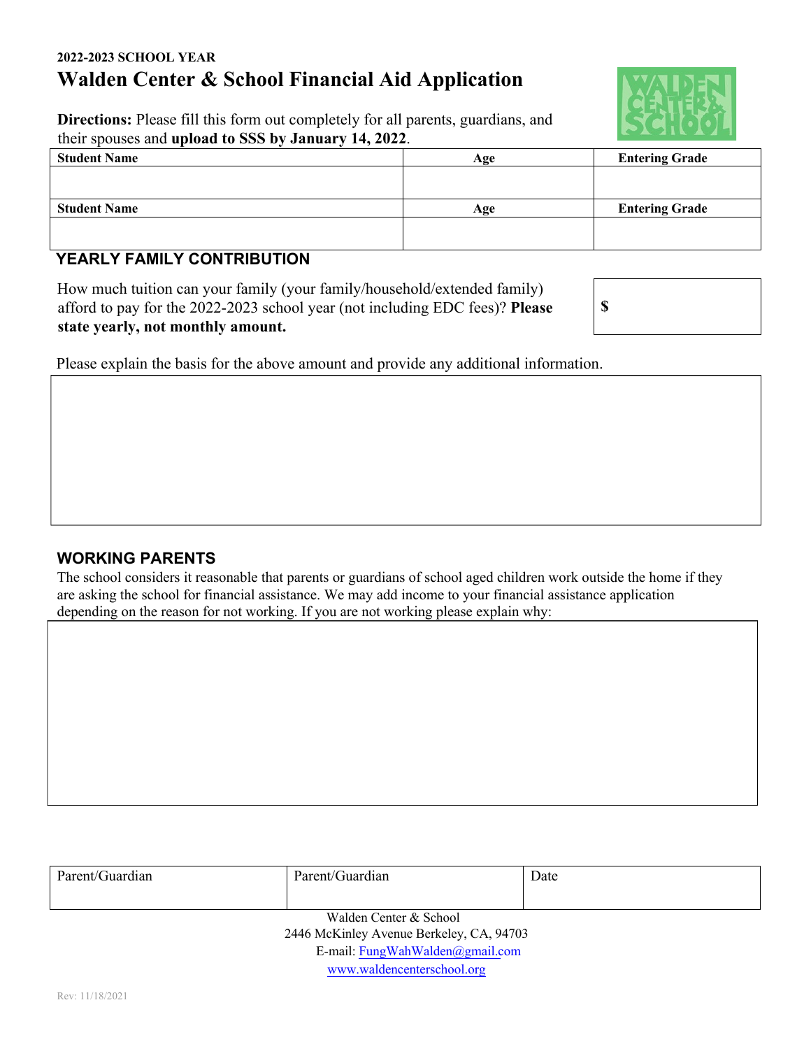**2022-2023 SCHOOL YEAR**

# Walden Center & School Financial Aid Application

**Directions:** Please fill this form out completely for all parents, guardians, and their spouses and **upload to SSS by January 14, 2022**.

| Student Name | Age | Entering Grade |
|---|---|---|
| | | |
| **Student Name** | **Age** | **Entering Grade** |
| | | |

## YEARLY FAMILY CONTRIBUTION

How much tuition can your family (your family/household/extended family) afford to pay for the 2022-2023 school year (not including EDC fees)? **Please state yearly, not monthly amount.**

$

Please explain the basis for the above amount and provide any additional information.

## WORKING PARENTS

The school considers it reasonable that parents or guardians of school aged children work outside the home if they are asking the school for financial assistance. We may add income to your financial assistance application depending on the reason for not working. If you are not working please explain why:

| Parent/Guardian | Parent/Guardian | Date |
|---|---|---|
| | | |

Walden Center & School
2446 McKinley Avenue Berkeley, CA, 94703
E-mail: FungWahWalden@gmail.com
www.waldencenterschool.org

Rev: 11/18/2021